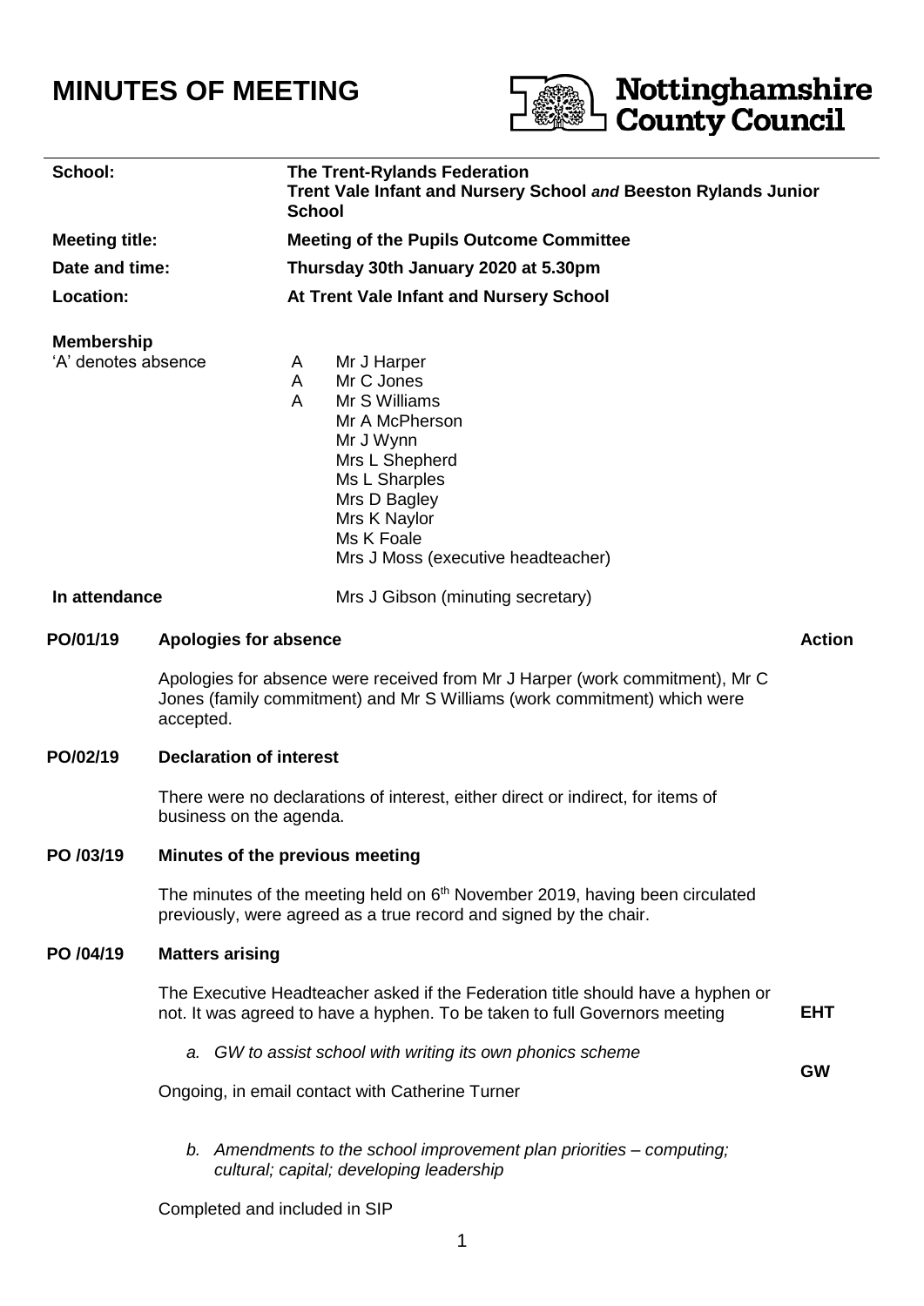# MINUTES OF MEETING

Nottinghamshire County Council

| | |
|---|---|
| **School:** | **The Trent-Rylands Federation**<br>**Trent Vale Infant and Nursery School *and* Beeston Rylands Junior School** |
| **Meeting title:** | **Meeting of the Pupils Outcome Committee** |
| **Date and time:** | **Thursday 30th January 2020 at 5.30pm** |
| **Location:** | **At Trent Vale Infant and Nursery School** |

**Membership**
'A' denotes absence

| | |
|---|---|
| A | Mr J Harper |
| A | Mr C Jones |
| A | Mr S Williams |
| | Mr A McPherson |
| | Mr J Wynn |
| | Mrs L Shepherd |
| | Ms L Sharples |
| | Mrs D Bagley |
| | Mrs K Naylor |
| | Ms K Foale |
| | Mrs J Moss (executive headteacher) |

**In attendance** Mrs J Gibson (minuting secretary)

## PO/01/19 Apologies for absence — Action

Apologies for absence were received from Mr J Harper (work commitment), Mr C Jones (family commitment) and Mr S Williams (work commitment) which were accepted.

## PO/02/19 Declaration of interest

There were no declarations of interest, either direct or indirect, for items of business on the agenda.

## PO /03/19 Minutes of the previous meeting

The minutes of the meeting held on 6th November 2019, having been circulated previously, were agreed as a true record and signed by the chair.

## PO /04/19 Matters arising

The Executive Headteacher asked if the Federation title should have a hyphen or not. It was agreed to have a hyphen. To be taken to full Governors meeting — **EHT**

*a. GW to assist school with writing its own phonics scheme* — **GW**

Ongoing, in email contact with Catherine Turner

*b. Amendments to the school improvement plan priorities – computing; cultural; capital; developing leadership*

Completed and included in SIP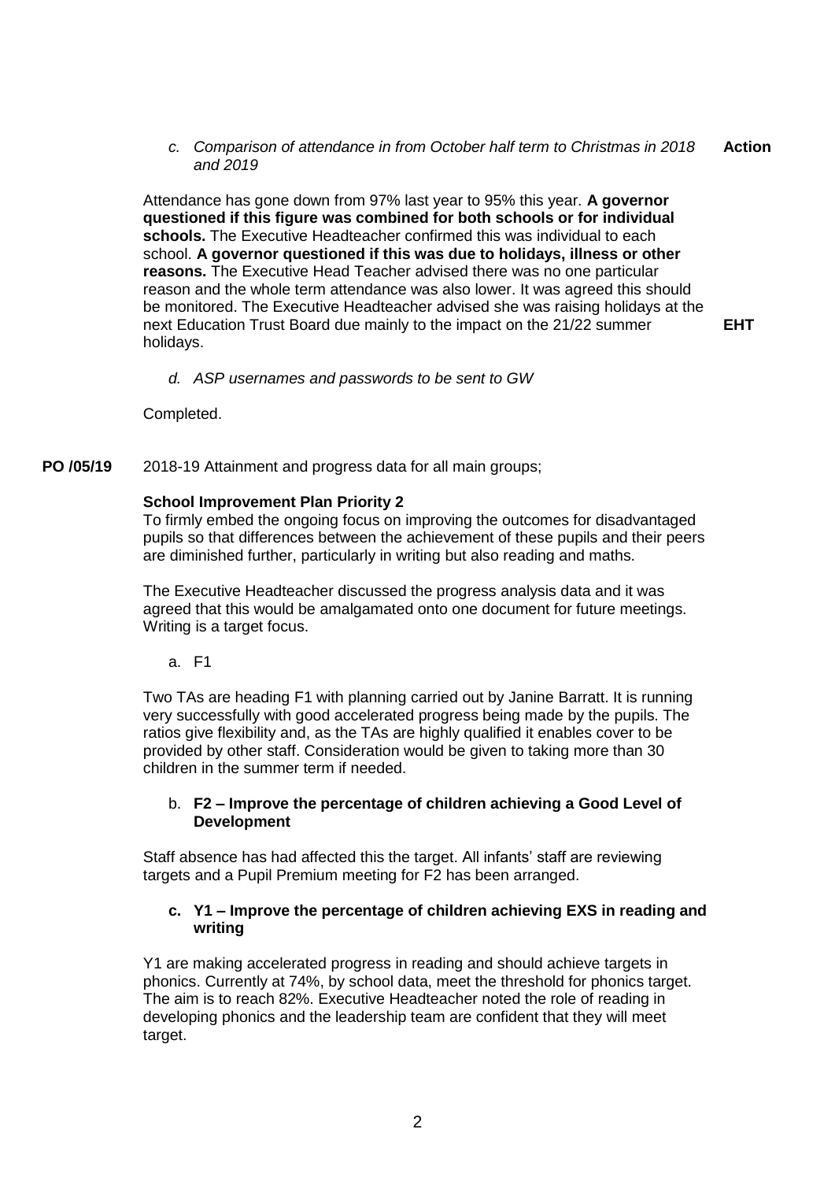*c. Comparison of attendance in from October half term to Christmas in 2018 and 2019* **Action**

Attendance has gone down from 97% last year to 95% this year. **A governor questioned if this figure was combined for both schools or for individual schools.** The Executive Headteacher confirmed this was individual to each school. **A governor questioned if this was due to holidays, illness or other reasons.** The Executive Head Teacher advised there was no one particular reason and the whole term attendance was also lower. It was agreed this should be monitored. The Executive Headteacher advised she was raising holidays at the next Education Trust Board due mainly to the impact on the 21/22 summer holidays. **EHT**

*d. ASP usernames and passwords to be sent to GW*

Completed.

**PO /05/19** 2018-19 Attainment and progress data for all main groups;

**School Improvement Plan Priority 2**

To firmly embed the ongoing focus on improving the outcomes for disadvantaged pupils so that differences between the achievement of these pupils and their peers are diminished further, particularly in writing but also reading and maths.

The Executive Headteacher discussed the progress analysis data and it was agreed that this would be amalgamated onto one document for future meetings. Writing is a target focus.

a. F1

Two TAs are heading F1 with planning carried out by Janine Barratt. It is running very successfully with good accelerated progress being made by the pupils. The ratios give flexibility and, as the TAs are highly qualified it enables cover to be provided by other staff. Consideration would be given to taking more than 30 children in the summer term if needed.

b. **F2 – Improve the percentage of children achieving a Good Level of Development**

Staff absence has had affected this the target. All infants' staff are reviewing targets and a Pupil Premium meeting for F2 has been arranged.

c. **Y1 – Improve the percentage of children achieving EXS in reading and writing**

Y1 are making accelerated progress in reading and should achieve targets in phonics. Currently at 74%, by school data, meet the threshold for phonics target. The aim is to reach 82%. Executive Headteacher noted the role of reading in developing phonics and the leadership team are confident that they will meet target.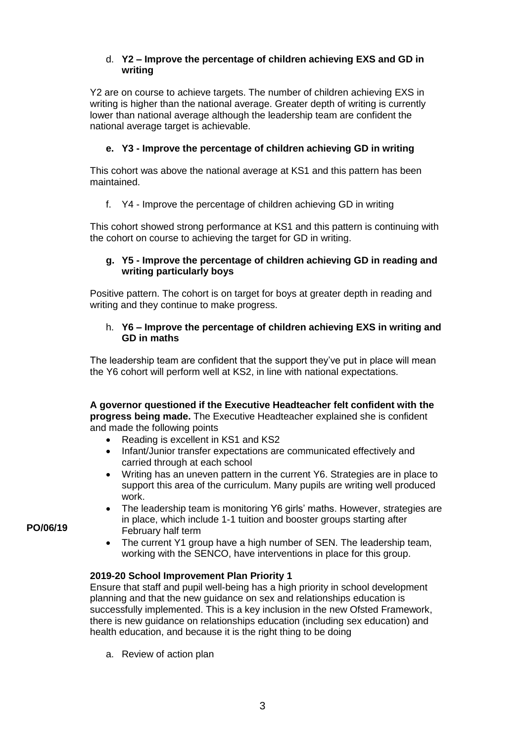d. **Y2 – Improve the percentage of children achieving EXS and GD in writing**

Y2 are on course to achieve targets. The number of children achieving EXS in writing is higher than the national average. Greater depth of writing is currently lower than national average although the leadership team are confident the national average target is achievable.

**e. Y3 - Improve the percentage of children achieving GD in writing**

This cohort was above the national average at KS1 and this pattern has been maintained.

f. Y4 - Improve the percentage of children achieving GD in writing

This cohort showed strong performance at KS1 and this pattern is continuing with the cohort on course to achieving the target for GD in writing.

**g. Y5 - Improve the percentage of children achieving GD in reading and writing particularly boys**

Positive pattern. The cohort is on target for boys at greater depth in reading and writing and they continue to make progress.

h. **Y6 – Improve the percentage of children achieving EXS in writing and GD in maths**

The leadership team are confident that the support they've put in place will mean the Y6 cohort will perform well at KS2, in line with national expectations.

**A governor questioned if the Executive Headteacher felt confident with the progress being made.** The Executive Headteacher explained she is confident and made the following points

- Reading is excellent in KS1 and KS2
- Infant/Junior transfer expectations are communicated effectively and carried through at each school
- Writing has an uneven pattern in the current Y6. Strategies are in place to support this area of the curriculum. Many pupils are writing well produced work.
- The leadership team is monitoring Y6 girls' maths. However, strategies are in place, which include 1-1 tuition and booster groups starting after February half term
- The current Y1 group have a high number of SEN. The leadership team, working with the SENCO, have interventions in place for this group.

**PO/06/19**

**2019-20 School Improvement Plan Priority 1**

Ensure that staff and pupil well-being has a high priority in school development planning and that the new guidance on sex and relationships education is successfully implemented. This is a key inclusion in the new Ofsted Framework, there is new guidance on relationships education (including sex education) and health education, and because it is the right thing to be doing

a. Review of action plan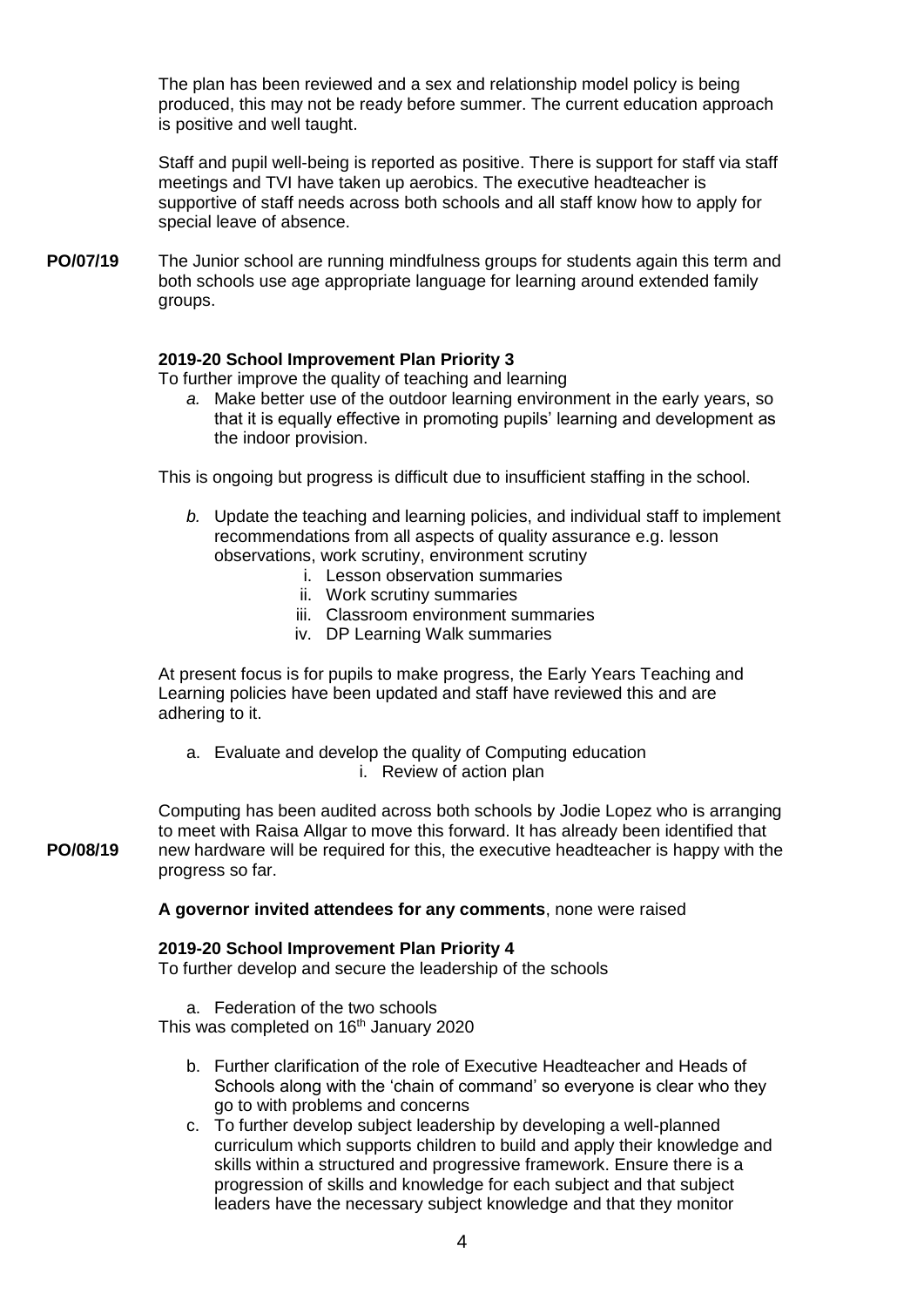The plan has been reviewed and a sex and relationship model policy is being produced, this may not be ready before summer. The current education approach is positive and well taught.

Staff and pupil well-being is reported as positive. There is support for staff via staff meetings and TVI have taken up aerobics. The executive headteacher is supportive of staff needs across both schools and all staff know how to apply for special leave of absence.

**PO/07/19** The Junior school are running mindfulness groups for students again this term and both schools use age appropriate language for learning around extended family groups.

**2019-20 School Improvement Plan Priority 3**

To further improve the quality of teaching and learning

*a.* Make better use of the outdoor learning environment in the early years, so that it is equally effective in promoting pupils' learning and development as the indoor provision.

This is ongoing but progress is difficult due to insufficient staffing in the school.

*b.* Update the teaching and learning policies, and individual staff to implement recommendations from all aspects of quality assurance e.g. lesson observations, work scrutiny, environment scrutiny

   i. Lesson observation summaries
   ii. Work scrutiny summaries
   iii. Classroom environment summaries
   iv. DP Learning Walk summaries

At present focus is for pupils to make progress, the Early Years Teaching and Learning policies have been updated and staff have reviewed this and are adhering to it.

a. Evaluate and develop the quality of Computing education
   i. Review of action plan

**PO/08/19** Computing has been audited across both schools by Jodie Lopez who is arranging to meet with Raisa Allgar to move this forward. It has already been identified that new hardware will be required for this, the executive headteacher is happy with the progress so far.

**A governor invited attendees for any comments**, none were raised

**2019-20 School Improvement Plan Priority 4**

To further develop and secure the leadership of the schools

a. Federation of the two schools

This was completed on 16th January 2020

b. Further clarification of the role of Executive Headteacher and Heads of Schools along with the 'chain of command' so everyone is clear who they go to with problems and concerns
c. To further develop subject leadership by developing a well-planned curriculum which supports children to build and apply their knowledge and skills within a structured and progressive framework. Ensure there is a progression of skills and knowledge for each subject and that subject leaders have the necessary subject knowledge and that they monitor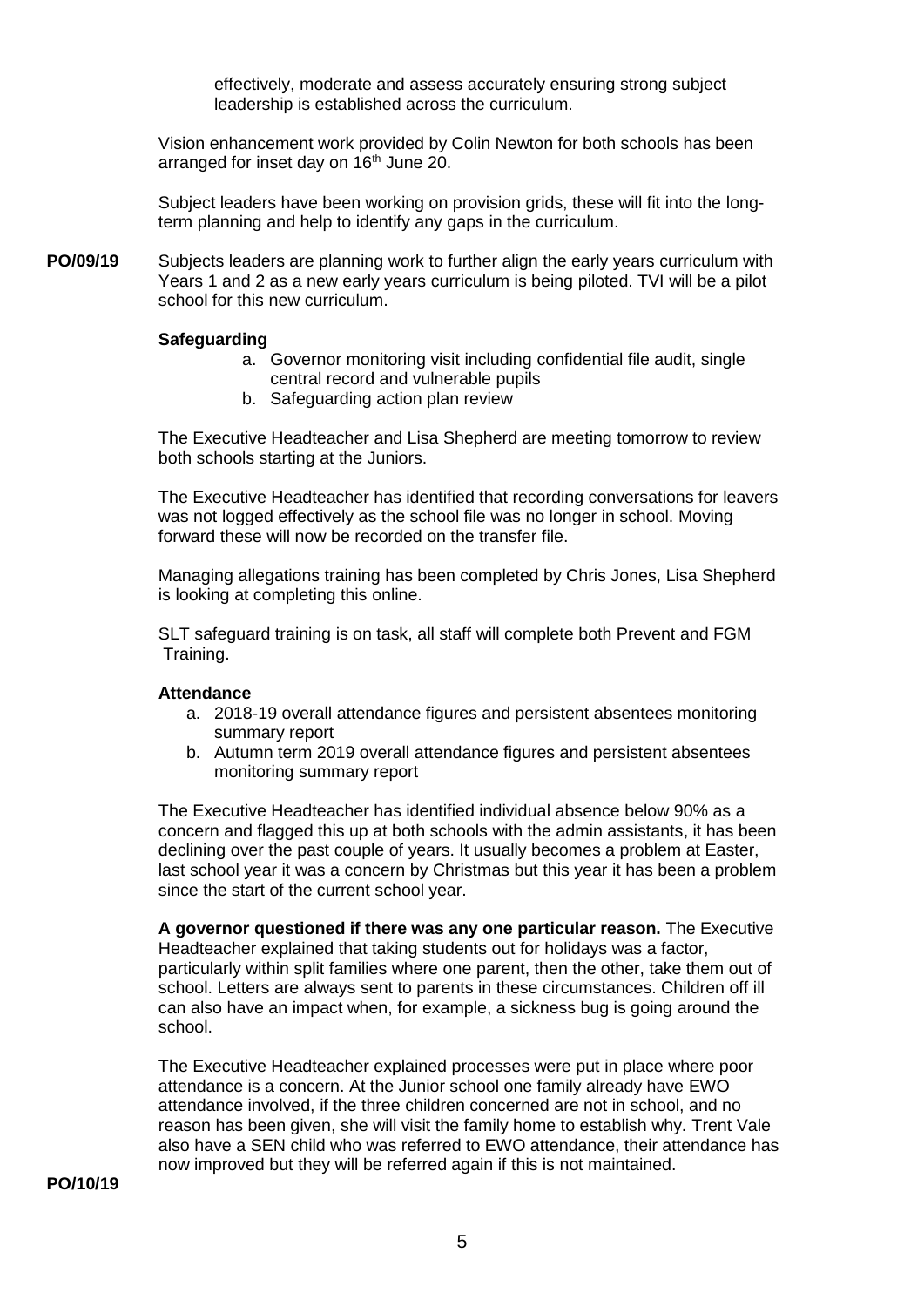effectively, moderate and assess accurately ensuring strong subject leadership is established across the curriculum.

Vision enhancement work provided by Colin Newton for both schools has been arranged for inset day on 16th June 20.

Subject leaders have been working on provision grids, these will fit into the long-term planning and help to identify any gaps in the curriculum.

**PO/09/19** Subjects leaders are planning work to further align the early years curriculum with Years 1 and 2 as a new early years curriculum is being piloted. TVI will be a pilot school for this new curriculum.

**Safeguarding**

a. Governor monitoring visit including confidential file audit, single central record and vulnerable pupils
b. Safeguarding action plan review

The Executive Headteacher and Lisa Shepherd are meeting tomorrow to review both schools starting at the Juniors.

The Executive Headteacher has identified that recording conversations for leavers was not logged effectively as the school file was no longer in school. Moving forward these will now be recorded on the transfer file.

Managing allegations training has been completed by Chris Jones, Lisa Shepherd is looking at completing this online.

SLT safeguard training is on task, all staff will complete both Prevent and FGM Training.

**Attendance**

a. 2018-19 overall attendance figures and persistent absentees monitoring summary report
b. Autumn term 2019 overall attendance figures and persistent absentees monitoring summary report

The Executive Headteacher has identified individual absence below 90% as a concern and flagged this up at both schools with the admin assistants, it has been declining over the past couple of years. It usually becomes a problem at Easter, last school year it was a concern by Christmas but this year it has been a problem since the start of the current school year.

**A governor questioned if there was any one particular reason.** The Executive Headteacher explained that taking students out for holidays was a factor, particularly within split families where one parent, then the other, take them out of school. Letters are always sent to parents in these circumstances. Children off ill can also have an impact when, for example, a sickness bug is going around the school.

The Executive Headteacher explained processes were put in place where poor attendance is a concern. At the Junior school one family already have EWO attendance involved, if the three children concerned are not in school, and no reason has been given, she will visit the family home to establish why. Trent Vale also have a SEN child who was referred to EWO attendance, their attendance has now improved but they will be referred again if this is not maintained.

**PO/10/19**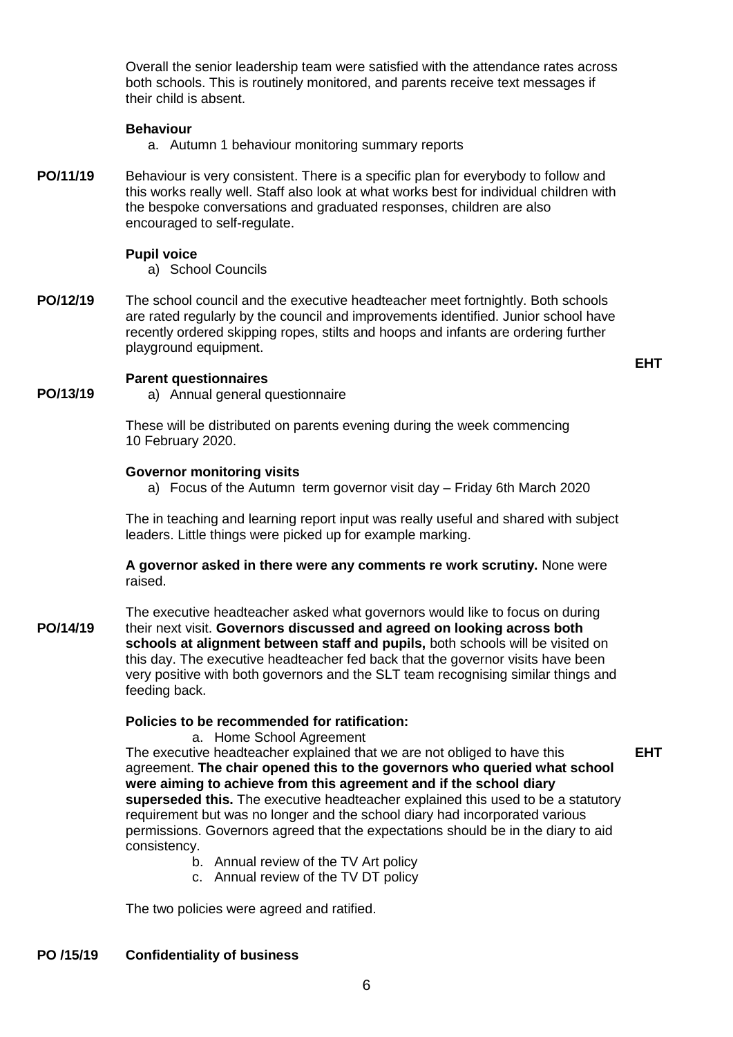Overall the senior leadership team were satisfied with the attendance rates across both schools. This is routinely monitored, and parents receive text messages if their child is absent.

**Behaviour**

a. Autumn 1 behaviour monitoring summary reports

**PO/11/19** Behaviour is very consistent. There is a specific plan for everybody to follow and this works really well. Staff also look at what works best for individual children with the bespoke conversations and graduated responses, children are also encouraged to self-regulate.

**Pupil voice**

a) School Councils

**PO/12/19** The school council and the executive headteacher meet fortnightly. Both schools are rated regularly by the council and improvements identified. Junior school have recently ordered skipping ropes, stilts and hoops and infants are ordering further playground equipment.

**EHT**

**Parent questionnaires**

**PO/13/19** a) Annual general questionnaire

These will be distributed on parents evening during the week commencing 10 February 2020.

**Governor monitoring visits**

a) Focus of the Autumn term governor visit day – Friday 6th March 2020

The in teaching and learning report input was really useful and shared with subject leaders. Little things were picked up for example marking.

**A governor asked in there were any comments re work scrutiny.** None were raised.

**PO/14/19** The executive headteacher asked what governors would like to focus on during their next visit. **Governors discussed and agreed on looking across both schools at alignment between staff and pupils,** both schools will be visited on this day. The executive headteacher fed back that the governor visits have been very positive with both governors and the SLT team recognising similar things and feeding back.

**Policies to be recommended for ratification:**

a. Home School Agreement

The executive headteacher explained that we are not obliged to have this agreement. **The chair opened this to the governors who queried what school were aiming to achieve from this agreement and if the school diary superseded this.** The executive headteacher explained this used to be a statutory requirement but was no longer and the school diary had incorporated various permissions. Governors agreed that the expectations should be in the diary to aid consistency.

**EHT**

b. Annual review of the TV Art policy
c. Annual review of the TV DT policy

The two policies were agreed and ratified.

**PO /15/19 Confidentiality of business**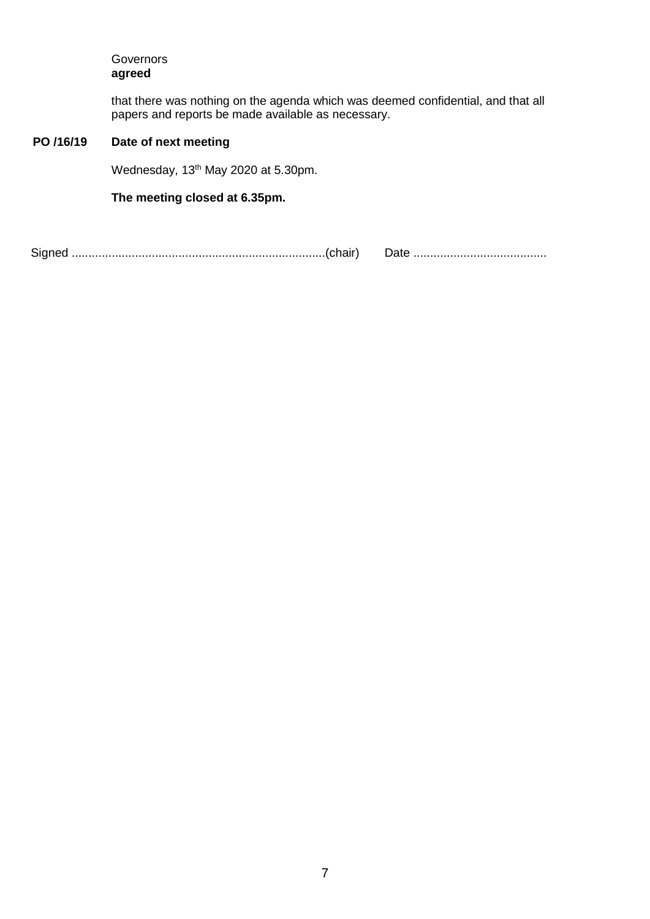Governors
**agreed**

that there was nothing on the agenda which was deemed confidential, and that all papers and reports be made available as necessary.

**PO /16/19 Date of next meeting**

Wednesday, 13th May 2020 at 5.30pm.

**The meeting closed at 6.35pm.**

Signed ...........................................................................(chair) Date .......................................